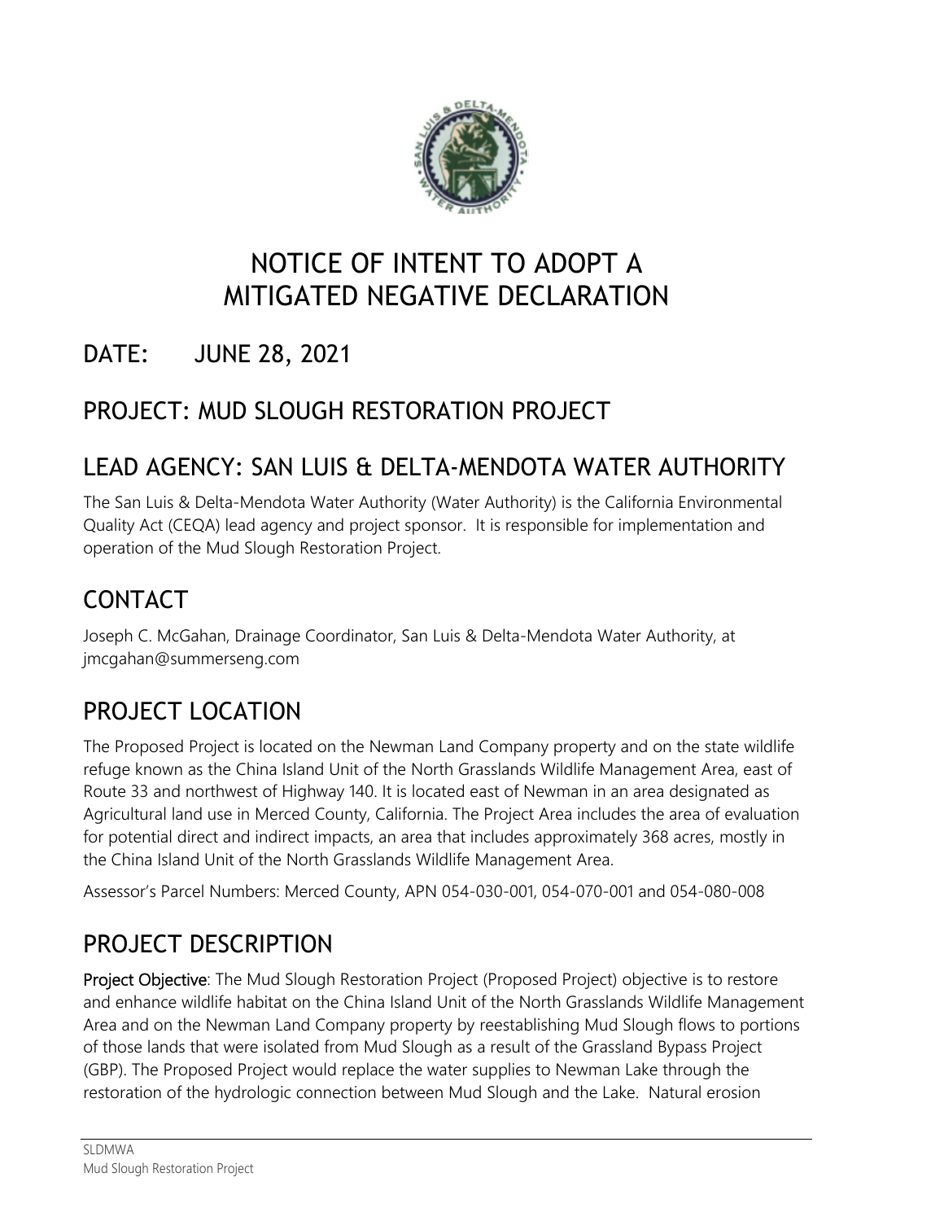# NOTICE OF INTENT TO ADOPT A MITIGATED NEGATIVE DECLARATION

## DATE: JUNE 28, 2021

## PROJECT: MUD SLOUGH RESTORATION PROJECT

## LEAD AGENCY: SAN LUIS & DELTA-MENDOTA WATER AUTHORITY

The San Luis & Delta-Mendota Water Authority (Water Authority) is the California Environmental Quality Act (CEQA) lead agency and project sponsor. It is responsible for implementation and operation of the Mud Slough Restoration Project.

## CONTACT

Joseph C. McGahan, Drainage Coordinator, San Luis & Delta-Mendota Water Authority, at jmcgahan@summerseng.com

## PROJECT LOCATION

The Proposed Project is located on the Newman Land Company property and on the state wildlife refuge known as the China Island Unit of the North Grasslands Wildlife Management Area, east of Route 33 and northwest of Highway 140. It is located east of Newman in an area designated as Agricultural land use in Merced County, California. The Project Area includes the area of evaluation for potential direct and indirect impacts, an area that includes approximately 368 acres, mostly in the China Island Unit of the North Grasslands Wildlife Management Area.

Assessor's Parcel Numbers: Merced County, APN 054-030-001, 054-070-001 and 054-080-008

## PROJECT DESCRIPTION

**Project Objective**: The Mud Slough Restoration Project (Proposed Project) objective is to restore and enhance wildlife habitat on the China Island Unit of the North Grasslands Wildlife Management Area and on the Newman Land Company property by reestablishing Mud Slough flows to portions of those lands that were isolated from Mud Slough as a result of the Grassland Bypass Project (GBP). The Proposed Project would replace the water supplies to Newman Lake through the restoration of the hydrologic connection between Mud Slough and the Lake. Natural erosion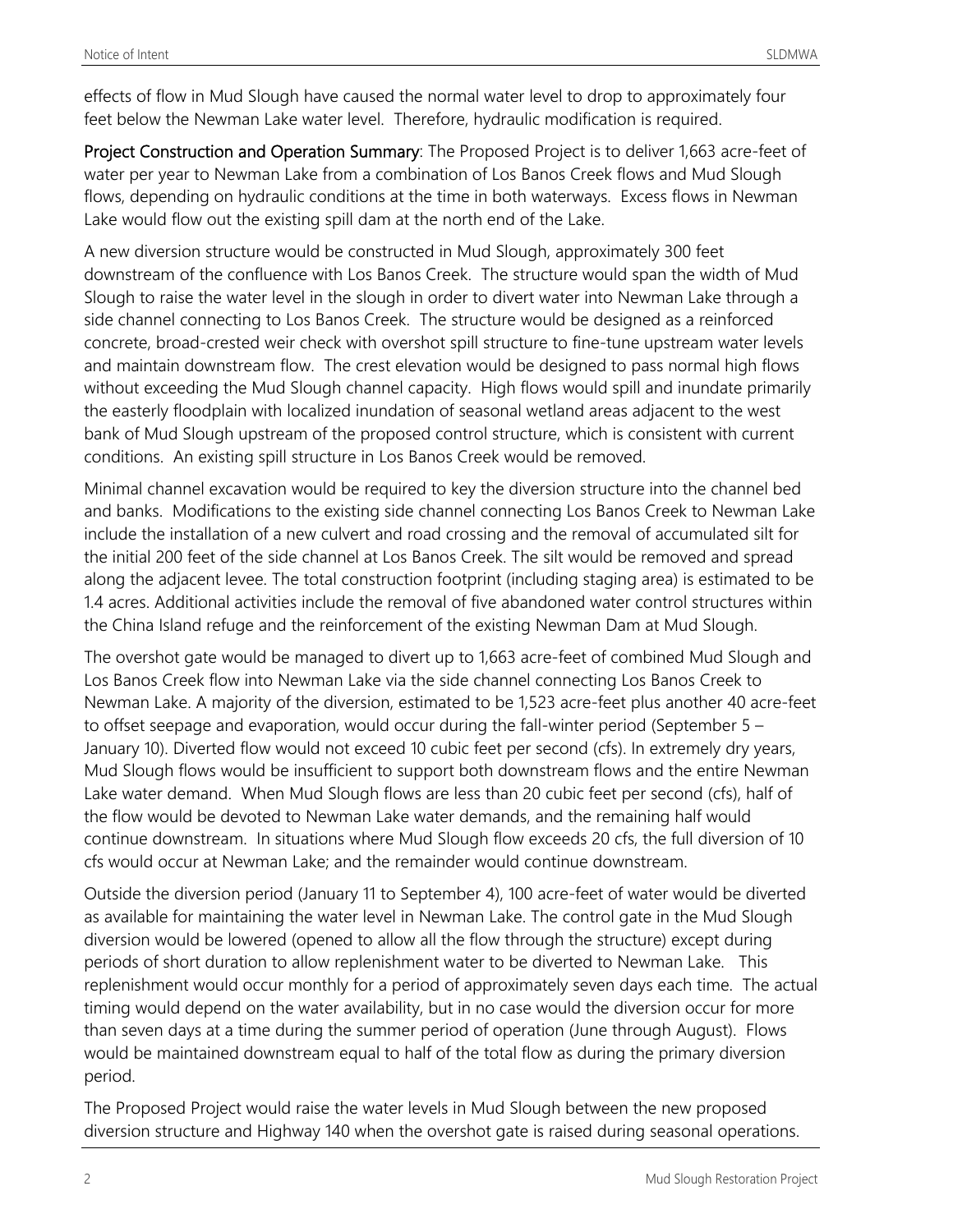effects of flow in Mud Slough have caused the normal water level to drop to approximately four feet below the Newman Lake water level. Therefore, hydraulic modification is required.

**Project Construction and Operation Summary**: The Proposed Project is to deliver 1,663 acre-feet of water per year to Newman Lake from a combination of Los Banos Creek flows and Mud Slough flows, depending on hydraulic conditions at the time in both waterways. Excess flows in Newman Lake would flow out the existing spill dam at the north end of the Lake.

A new diversion structure would be constructed in Mud Slough, approximately 300 feet downstream of the confluence with Los Banos Creek. The structure would span the width of Mud Slough to raise the water level in the slough in order to divert water into Newman Lake through a side channel connecting to Los Banos Creek. The structure would be designed as a reinforced concrete, broad-crested weir check with overshot spill structure to fine-tune upstream water levels and maintain downstream flow. The crest elevation would be designed to pass normal high flows without exceeding the Mud Slough channel capacity. High flows would spill and inundate primarily the easterly floodplain with localized inundation of seasonal wetland areas adjacent to the west bank of Mud Slough upstream of the proposed control structure, which is consistent with current conditions. An existing spill structure in Los Banos Creek would be removed.

Minimal channel excavation would be required to key the diversion structure into the channel bed and banks. Modifications to the existing side channel connecting Los Banos Creek to Newman Lake include the installation of a new culvert and road crossing and the removal of accumulated silt for the initial 200 feet of the side channel at Los Banos Creek. The silt would be removed and spread along the adjacent levee. The total construction footprint (including staging area) is estimated to be 1.4 acres. Additional activities include the removal of five abandoned water control structures within the China Island refuge and the reinforcement of the existing Newman Dam at Mud Slough.

The overshot gate would be managed to divert up to 1,663 acre-feet of combined Mud Slough and Los Banos Creek flow into Newman Lake via the side channel connecting Los Banos Creek to Newman Lake. A majority of the diversion, estimated to be 1,523 acre-feet plus another 40 acre-feet to offset seepage and evaporation, would occur during the fall-winter period (September 5 – January 10). Diverted flow would not exceed 10 cubic feet per second (cfs). In extremely dry years, Mud Slough flows would be insufficient to support both downstream flows and the entire Newman Lake water demand. When Mud Slough flows are less than 20 cubic feet per second (cfs), half of the flow would be devoted to Newman Lake water demands, and the remaining half would continue downstream. In situations where Mud Slough flow exceeds 20 cfs, the full diversion of 10 cfs would occur at Newman Lake; and the remainder would continue downstream.

Outside the diversion period (January 11 to September 4), 100 acre-feet of water would be diverted as available for maintaining the water level in Newman Lake. The control gate in the Mud Slough diversion would be lowered (opened to allow all the flow through the structure) except during periods of short duration to allow replenishment water to be diverted to Newman Lake. This replenishment would occur monthly for a period of approximately seven days each time. The actual timing would depend on the water availability, but in no case would the diversion occur for more than seven days at a time during the summer period of operation (June through August). Flows would be maintained downstream equal to half of the total flow as during the primary diversion period.

The Proposed Project would raise the water levels in Mud Slough between the new proposed diversion structure and Highway 140 when the overshot gate is raised during seasonal operations.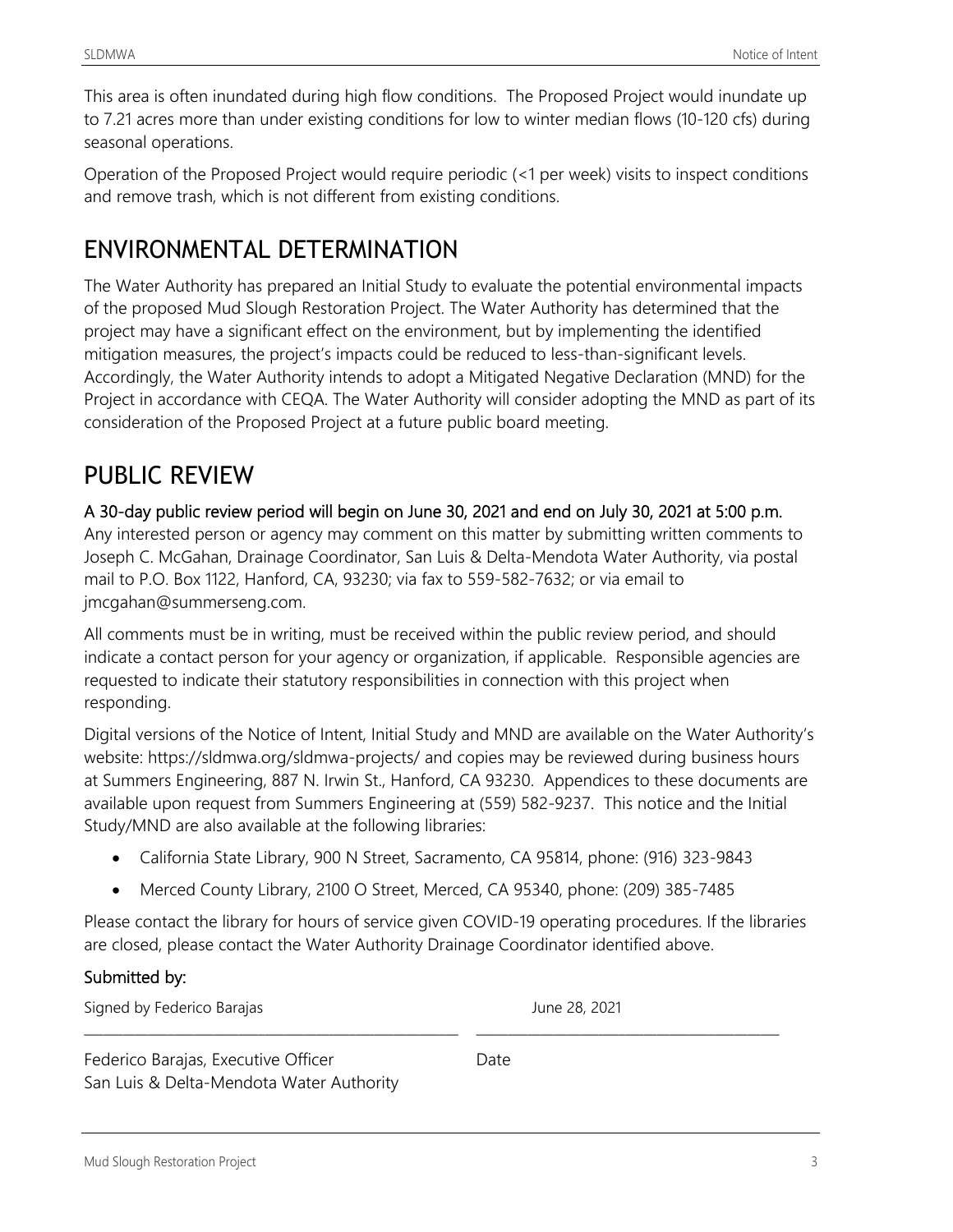This area is often inundated during high flow conditions. The Proposed Project would inundate up to 7.21 acres more than under existing conditions for low to winter median flows (10-120 cfs) during seasonal operations.

Operation of the Proposed Project would require periodic (<1 per week) visits to inspect conditions and remove trash, which is not different from existing conditions.

# ENVIRONMENTAL DETERMINATION

The Water Authority has prepared an Initial Study to evaluate the potential environmental impacts of the proposed Mud Slough Restoration Project. The Water Authority has determined that the project may have a significant effect on the environment, but by implementing the identified mitigation measures, the project's impacts could be reduced to less-than-significant levels. Accordingly, the Water Authority intends to adopt a Mitigated Negative Declaration (MND) for the Project in accordance with CEQA. The Water Authority will consider adopting the MND as part of its consideration of the Proposed Project at a future public board meeting.

# PUBLIC REVIEW

**A 30-day public review period will begin on June 30, 2021 and end on July 30, 2021 at 5:00 p.m.** Any interested person or agency may comment on this matter by submitting written comments to Joseph C. McGahan, Drainage Coordinator, San Luis & Delta-Mendota Water Authority, via postal mail to P.O. Box 1122, Hanford, CA, 93230; via fax to 559-582-7632; or via email to jmcgahan@summerseng.com.

All comments must be in writing, must be received within the public review period, and should indicate a contact person for your agency or organization, if applicable. Responsible agencies are requested to indicate their statutory responsibilities in connection with this project when responding.

Digital versions of the Notice of Intent, Initial Study and MND are available on the Water Authority's website: https://sldmwa.org/sldmwa-projects/ and copies may be reviewed during business hours at Summers Engineering, 887 N. Irwin St., Hanford, CA 93230. Appendices to these documents are available upon request from Summers Engineering at (559) 582-9237. This notice and the Initial Study/MND are also available at the following libraries:

- California State Library, 900 N Street, Sacramento, CA 95814, phone: (916) 323-9843
- Merced County Library, 2100 O Street, Merced, CA 95340, phone: (209) 385-7485

Please contact the library for hours of service given COVID-19 operating procedures. If the libraries are closed, please contact the Water Authority Drainage Coordinator identified above.

**Submitted by:**

Signed by Federico Barajas　　　　June 28, 2021

Federico Barajas, Executive Officer　　　　Date
San Luis & Delta-Mendota Water Authority